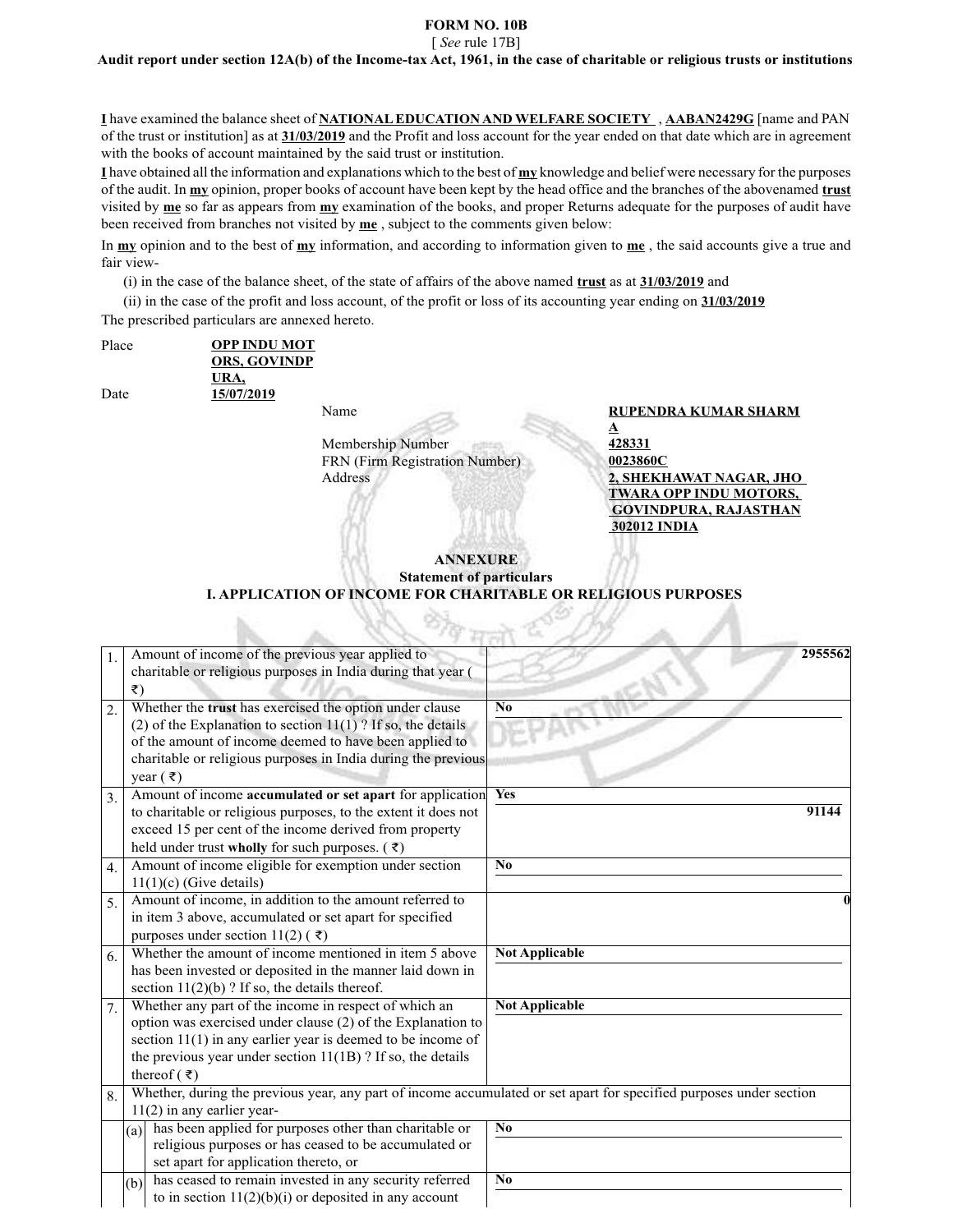**FORM NO. 10B**

[ *See* rule 17B]

**Audit report under section 12A(b) of the Income-tax Act, 1961, in the case of charitable or religious trusts or institutions**

**I** have examined the balance sheet of **NATIONAL EDUCATION AND WELFARE SOCIETY** , **AABAN2429G** [name and PAN of the trust or institution] as at **31/03/2019** and the Profit and loss account for the year ended on that date which are in agreement with the books of account maintained by the said trust or institution.

**I** have obtained all the information and explanations which to the best of **my** knowledge and belief were necessary for the purposes of the audit. In **my** opinion, proper books of account have been kept by the head office and the branches of the abovenamed **trust** visited by **me** so far as appears from **my** examination of the books, and proper Returns adequate for the purposes of audit have been received from branches not visited by **me** , subject to the comments given below:

In **my** opinion and to the best of **my** information, and according to information given to **me** , the said accounts give a true and fair view-

(i) in the case of the balance sheet, of the state of affairs of the above named **trust** as at **31/03/2019** and

(ii) in the case of the profit and loss account, of the profit or loss of its accounting year ending on **31/03/2019**

The prescribed particulars are annexed hereto.

Place **OPP INDU MOTORS, GOVINDPURA,**

Date **15/07/2019**

| | |
|---|---|
| Name | **RUPENDRA KUMAR SHARMA** |
| Membership Number | **428331** |
| FRN (Firm Registration Number) | **0023860C** |
| Address | **2, SHEKHAWAT NAGAR, JHOTWARA OPP INDU MOTORS, GOVINDPURA, RAJASTHAN 302012 INDIA** |

## ANNEXURE

### Statement of particulars

### I. APPLICATION OF INCOME FOR CHARITABLE OR RELIGIOUS PURPOSES

| | | | |
|---|---|---|---|
| 1. | | Amount of income of the previous year applied to charitable or religious purposes in India during that year ( ₹) | 2955562 |
| 2. | | Whether the **trust** has exercised the option under clause (2) of the Explanation to section 11(1) ? If so, the details of the amount of income deemed to have been applied to charitable or religious purposes in India during the previous year ( ₹) | **No** |
| 3. | | Amount of income **accumulated or set apart** for application to charitable or religious purposes, to the extent it does not exceed 15 per cent of the income derived from property held under trust **wholly** for such purposes. ( ₹) | **Yes** 91144 |
| 4. | | Amount of income eligible for exemption under section 11(1)(c) (Give details) | **No** |
| 5. | | Amount of income, in addition to the amount referred to in item 3 above, accumulated or set apart for specified purposes under section 11(2) ( ₹) | 0 |
| 6. | | Whether the amount of income mentioned in item 5 above has been invested or deposited in the manner laid down in section 11(2)(b) ? If so, the details thereof. | **Not Applicable** |
| 7. | | Whether any part of the income in respect of which an option was exercised under clause (2) of the Explanation to section 11(1) in any earlier year is deemed to be income of the previous year under section 11(1B) ? If so, the details thereof ( ₹) | **Not Applicable** |
| 8. | | Whether, during the previous year, any part of income accumulated or set apart for specified purposes under section 11(2) in any earlier year- | |
| | (a) | has been applied for purposes other than charitable or religious purposes or has ceased to be accumulated or set apart for application thereto, or | **No** |
| | (b) | has ceased to remain invested in any security referred to in section 11(2)(b)(i) or deposited in any account | **No** |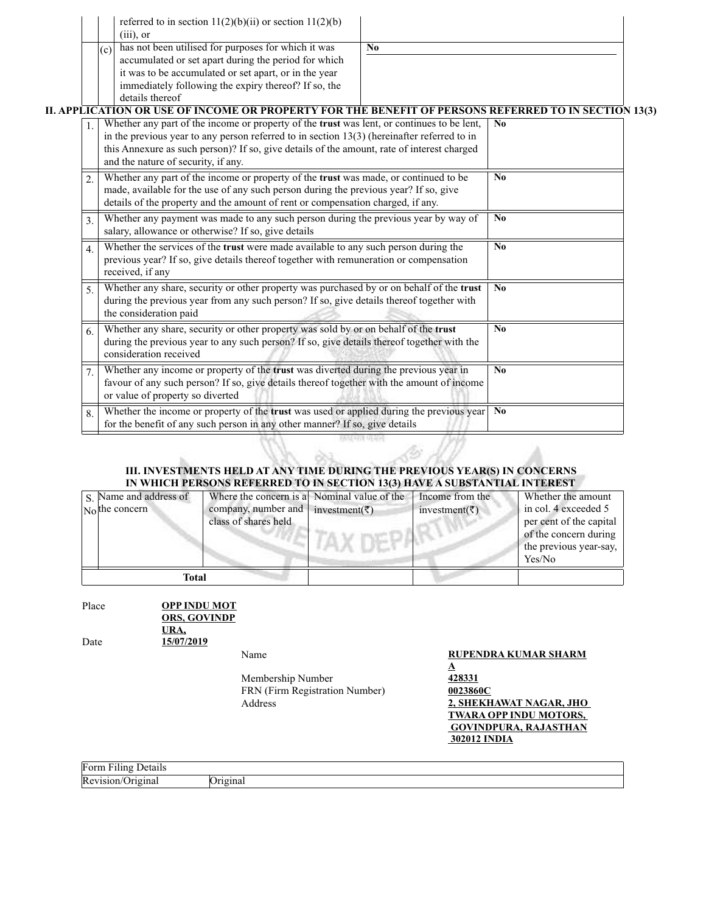| | | | |
|---|---|---|---|
| | | referred to in section 11(2)(b)(ii) or section 11(2)(b)(iii), or | |
| | (c) | has not been utilised for purposes for which it was accumulated or set apart during the period for which it was to be accumulated or set apart, or in the year immediately following the expiry thereof? If so, the details thereof | No |

## II. APPLICATION OR USE OF INCOME OR PROPERTY FOR THE BENEFIT OF PERSONS REFERRED TO IN SECTION 13(3)

| | | |
|---|---|---|
| 1. | Whether any part of the income or property of the **trust** was lent, or continues to be lent, in the previous year to any person referred to in section 13(3) (hereinafter referred to in this Annexure as such person)? If so, give details of the amount, rate of interest charged and the nature of security, if any. | No |
| 2. | Whether any part of the income or property of the **trust** was made, or continued to be made, available for the use of any such person during the previous year? If so, give details of the property and the amount of rent or compensation charged, if any. | No |
| 3. | Whether any payment was made to any such person during the previous year by way of salary, allowance or otherwise? If so, give details | No |
| 4. | Whether the services of the **trust** were made available to any such person during the previous year? If so, give details thereof together with remuneration or compensation received, if any | No |
| 5. | Whether any share, security or other property was purchased by or on behalf of the **trust** during the previous year from any such person? If so, give details thereof together with the consideration paid | No |
| 6. | Whether any share, security or other property was sold by or on behalf of the **trust** during the previous year to any such person? If so, give details thereof together with the consideration received | No |
| 7. | Whether any income or property of the **trust** was diverted during the previous year in favour of any such person? If so, give details thereof together with the amount of income or value of property so diverted | No |
| 8. | Whether the income or property of the **trust** was used or applied during the previous year for the benefit of any such person in any other manner? If so, give details | No |

## III. INVESTMENTS HELD AT ANY TIME DURING THE PREVIOUS YEAR(S) IN CONCERNS IN WHICH PERSONS REFERRED TO IN SECTION 13(3) HAVE A SUBSTANTIAL INTEREST

| S. No | Name and address of the concern | Where the concern is a company, number and class of shares held | Nominal value of the investment(₹) | Income from the investment(₹) | Whether the amount in col. 4 exceeded 5 per cent of the capital of the concern during the previous year-say, Yes/No |
|---|---|---|---|---|---|
| | | | | | |
| | **Total** | | | | |

Place **OPP INDU MOTORS, GOVINDPURA,**

Date **15/07/2019**

Name **RUPENDRA KUMAR SHARMA**

Membership Number **428331**

FRN (Firm Registration Number) **0023860C**

Address **2, SHEKHAWAT NAGAR, JHOTWARA OPP INDU MOTORS, GOVINDPURA, RAJASTHAN 302012 INDIA**

| Form Filing Details | |
|---|---|
| Revision/Original | Original |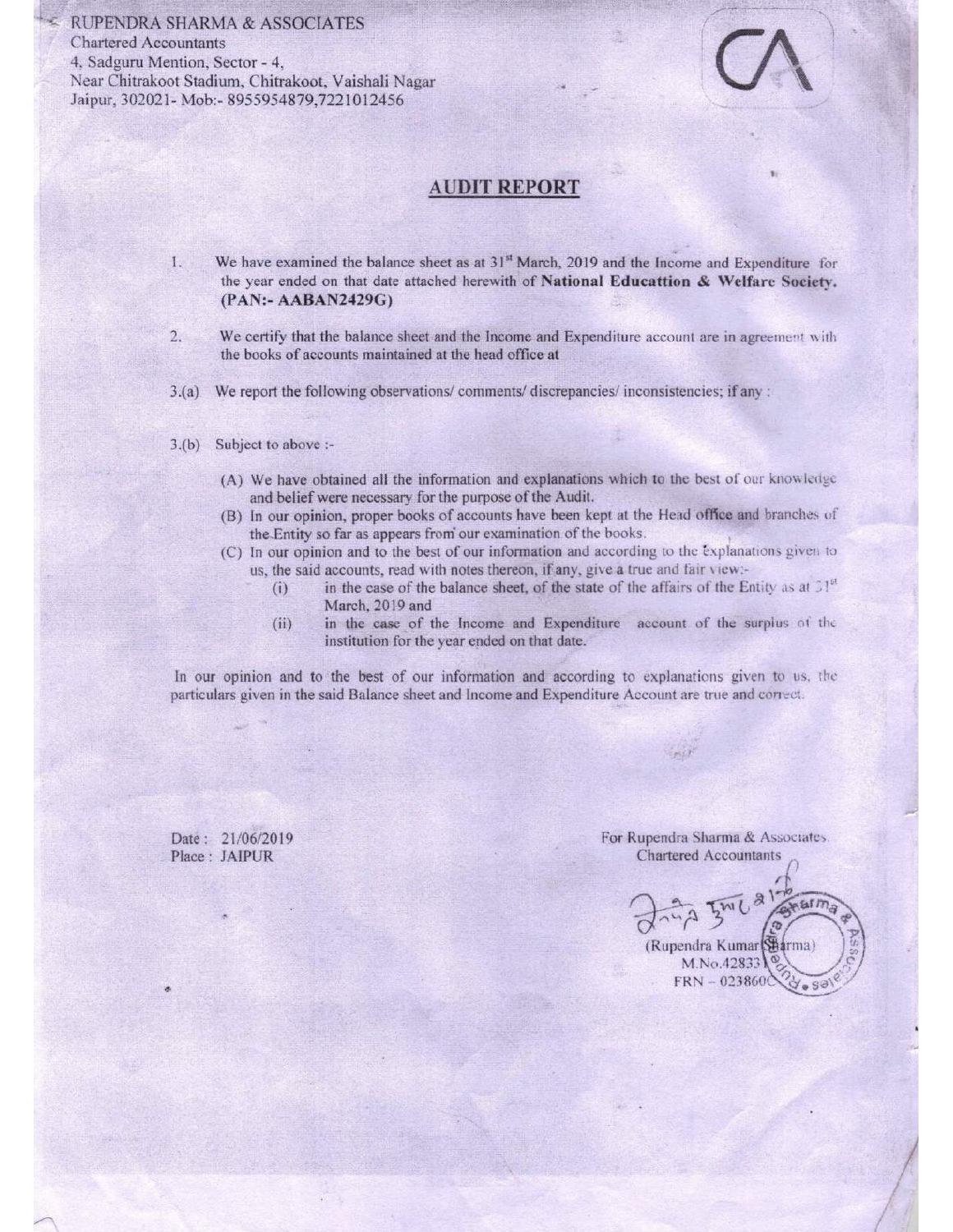RUPENDRA SHARMA & ASSOCIATES
Chartered Accountants
4, Sadguru Mention, Sector - 4,
Near Chitrakoot Stadium, Chitrakoot, Vaishali Nagar
Jaipur, 302021- Mob:- 8955954879,7221012456

CA

## AUDIT REPORT

1. We have examined the balance sheet as at 31[st] March, 2019 and the Income and Expenditure for the year ended on that date attached herewith of **National Educattion & Welfare Society. (PAN:- AABAN2429G)**

2. We certify that the balance sheet and the Income and Expenditure account are in agreement with the books of accounts maintained at the head office at

3.(a) We report the following observations/ comments/ discrepancies/ inconsistencies; if any :

3.(b) Subject to above :-

   (A) We have obtained all the information and explanations which to the best of our knowledge and belief were necessary for the purpose of the Audit.

   (B) In our opinion, proper books of accounts have been kept at the Head office and branches of the Entity so far as appears from our examination of the books.

   (C) In our opinion and to the best of our information and according to the explanations given to us, the said accounts, read with notes thereon, if any, give a true and fair view:-

      (i) in the case of the balance sheet, of the state of the affairs of the Entity as at 31[st] March, 2019 and

      (ii) in the case of the Income and Expenditure account of the surplus of the institution for the year ended on that date.

In our opinion and to the best of our information and according to explanations given to us, the particulars given in the said Balance sheet and Income and Expenditure Account are true and correct.

Date : 21/06/2019
Place : JAIPUR

For Rupendra Sharma & Associates
Chartered Accountants

(Rupendra Kumar Sharma)
M.No.428331
FRN – 023860C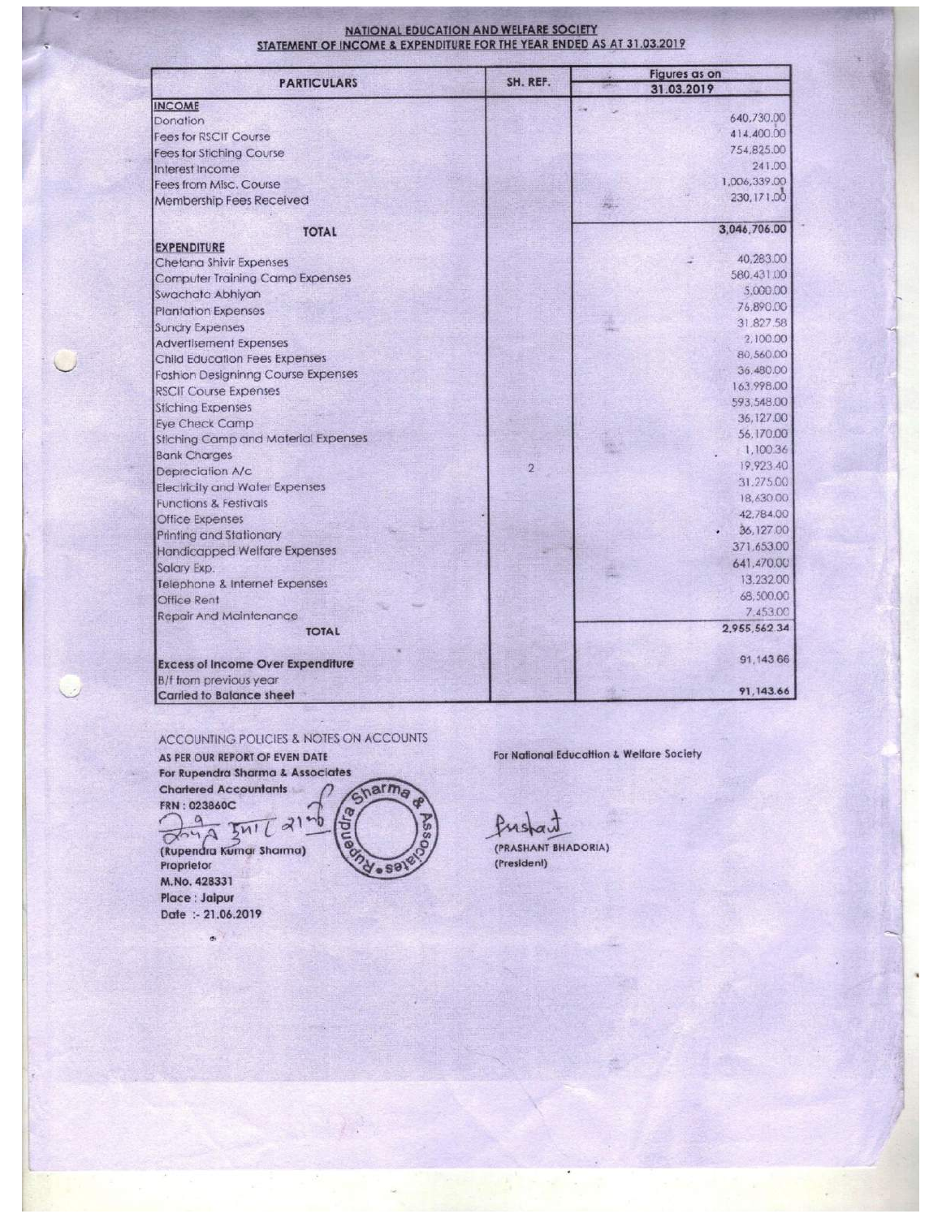## NATIONAL EDUCATION AND WELFARE SOCIETY
## STATEMENT OF INCOME & EXPENDITURE FOR THE YEAR ENDED AS AT 31.03.2019

| PARTICULARS | SH. REF. | Figures as on 31.03.2019 |
|---|---|---|
| **INCOME** | | |
| Donation | | 640,730.00 |
| Fees for RSCIT Course | | 414,400.00 |
| Fees for Stiching Course | | 754,825.00 |
| Interest Income | | 241.00 |
| Fees from Misc. Course | | 1,006,339.00 |
| Membership Fees Received | | 230,171.00 |
| **TOTAL** | | **3,046,706.00** |
| **EXPENDITURE** | | |
| Chetana Shivir Expenses | | 40,283.00 |
| Computer Training Camp Expenses | | 580,431.00 |
| Swachata Abhiyan | | 5,000.00 |
| Plantation Expenses | | 76,890.00 |
| Sundry Expenses | | 31,827.58 |
| Advertisement Expenses | | 2,100.00 |
| Child Education Fees Expenses | | 80,560.00 |
| Fashion Designinng Course Expenses | | 36,480.00 |
| RSCIT Course Expenses | | 163,998.00 |
| Stiching Expenses | | 593,548.00 |
| Eye Check Camp | | 36,127.00 |
| Stiching Camp and Material Expenses | | 56,170.00 |
| Bank Charges | | 1,100.36 |
| Depreciation A/c | 2 | 19,923.40 |
| Electricity and Water Expenses | | 31,275.00 |
| Functions & Festivals | | 18,630.00 |
| Office Expenses | | 42,784.00 |
| Printing and Stationary | | 36,127.00 |
| Handicapped Welfare Expenses | | 371,653.00 |
| Salary Exp. | | 641,470.00 |
| Telephone & Internet Expenses | | 13,232.00 |
| Office Rent | | 68,500.00 |
| Repair And Maintenance | | 7,453.00 |
| **TOTAL** | | **2,955,562.34** |
| **Excess of Income Over Expenditure** | | 91,143.66 |
| B/f from previous year | | |
| **Carried to Balance sheet** | | **91,143.66** |

ACCOUNTING POLICIES & NOTES ON ACCOUNTS

**AS PER OUR REPORT OF EVEN DATE**
**For Rupendra Sharma & Associates**
**Chartered Accountants**
**FRN : 023860C**

(Rupendra Kumar Sharma)
Proprietor
M.No. 428331
Place : Jaipur
Date :- 21.06.2019

For National Education & Welfare Society

(PRASHANT BHADORIA)
(President)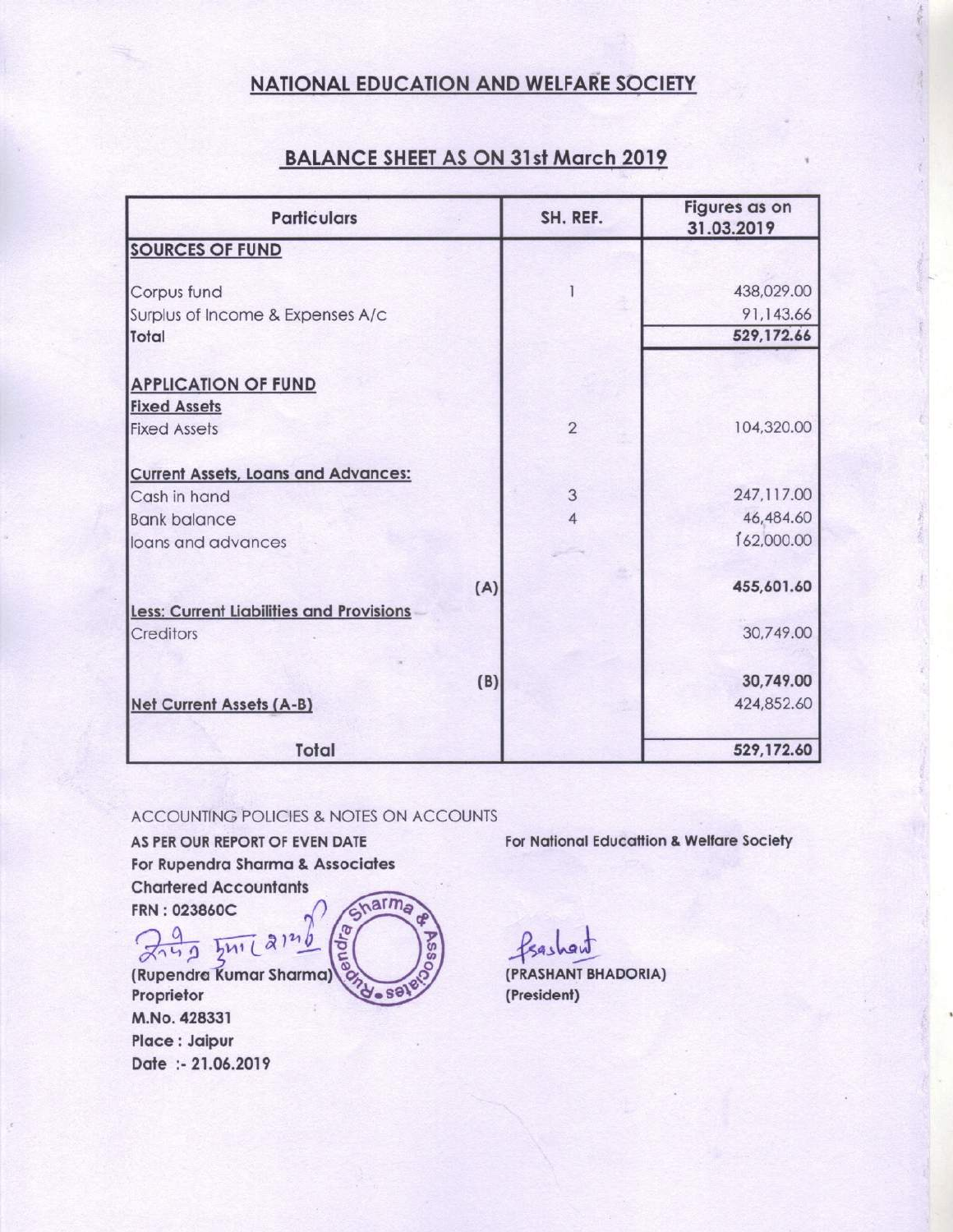## NATIONAL EDUCATION AND WELFARE SOCIETY

### BALANCE SHEET AS ON 31st March 2019

| Particulars | SH. REF. | Figures as on 31.03.2019 |
|---|---|---|
| **SOURCES OF FUND** | | |
| Corpus fund | 1 | 438,029.00 |
| Surplus of Income & Expenses A/c | | 91,143.66 |
| **Total** | | **529,172.66** |
| **APPLICATION OF FUND** | | |
| **Fixed Assets** | | |
| Fixed Assets | 2 | 104,320.00 |
| **Current Assets, Loans and Advances:** | | |
| Cash in hand | 3 | 247,117.00 |
| Bank balance | 4 | 46,484.60 |
| loans and advances | | 162,000.00 |
| (A) | | **455,601.60** |
| **Less: Current Liabilities and Provisions** | | |
| Creditors | | 30,749.00 |
| (B) | | **30,749.00** |
| **Net Current Assets (A-B)** | | 424,852.60 |
| **Total** | | **529,172.60** |

ACCOUNTING POLICIES & NOTES ON ACCOUNTS

**AS PER OUR REPORT OF EVEN DATE**
**For Rupendra Sharma & Associates**
**Chartered Accountants**
**FRN : 023860C**

**(Rupendra Kumar Sharma)**
**Proprietor**
**M.No. 428331**
**Place : Jaipur**
**Date :- 21.06.2019**

**For National Educattion & Welfare Society**

**(PRASHANT BHADORIA)**
**(President)**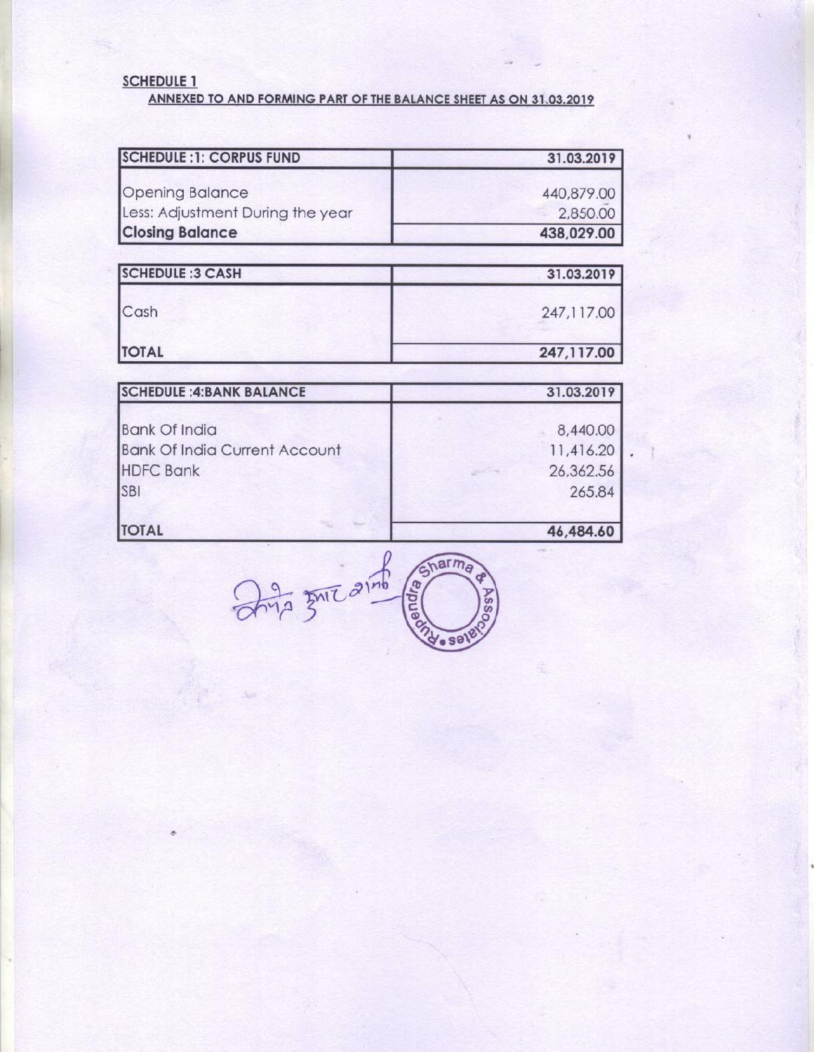**SCHEDULE 1**

**ANNEXED TO AND FORMING PART OF THE BALANCE SHEET AS ON 31.03.2019**

| SCHEDULE :1: CORPUS FUND | 31.03.2019 |
|---|---|
| Opening Balance | 440,879.00 |
| Less: Adjustment During the year | 2,850.00 |
| **Closing Balance** | **438,029.00** |

| SCHEDULE :3 CASH | 31.03.2019 |
|---|---|
| Cash | 247,117.00 |
| **TOTAL** | **247,117.00** |

| SCHEDULE :4:BANK BALANCE | 31.03.2019 |
|---|---|
| Bank Of India | 8,440.00 |
| Bank Of India Current Account | 11,416.20 |
| HDFC Bank | 26,362.56 |
| SBI | 265.84 |
| **TOTAL** | **46,484.60** |

Rupendra Sharma & Associates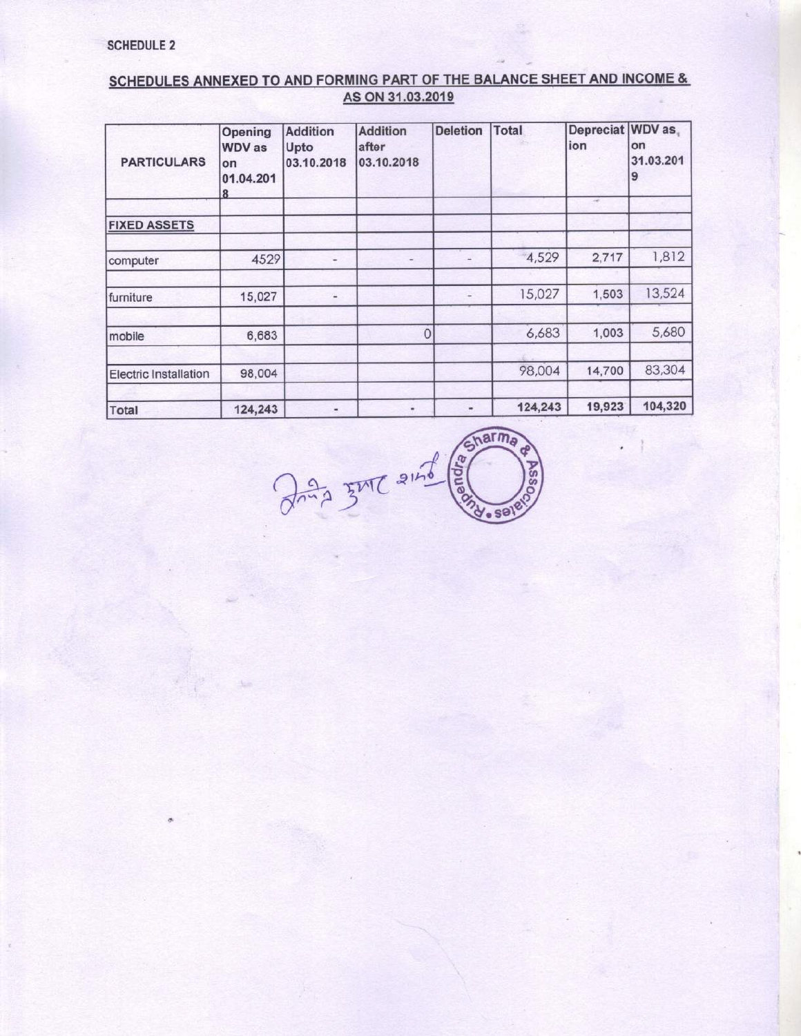SCHEDULE 2

## SCHEDULES ANNEXED TO AND FORMING PART OF THE BALANCE SHEET AND INCOME & AS ON 31.03.2019

| PARTICULARS | Opening WDV as on 01.04.2018 | Addition Upto 03.10.2018 | Addition after 03.10.2018 | Deletion | Total | Depreciation | WDV as on 31.03.2019 |
|---|---|---|---|---|---|---|---|
| | | | | | | | |
| **FIXED ASSETS** | | | | | | | |
| | | | | | | | |
| computer | 4529 | - | - | - | 4,529 | 2,717 | 1,812 |
| | | | | | | | |
| furniture | 15,027 | - | | - | 15,027 | 1,503 | 13,524 |
| | | | | | | | |
| mobile | 6,683 | | 0 | | 6,683 | 1,003 | 5,680 |
| | | | | | | | |
| Electric Installation | 98,004 | | | | 98,004 | 14,700 | 83,304 |
| | | | | | | | |
| Total | 124,243 | - | - | - | 124,243 | 19,923 | 104,320 |

रुपेन्द्र कुमार शर्मा

Rupendra Sharma & Associates